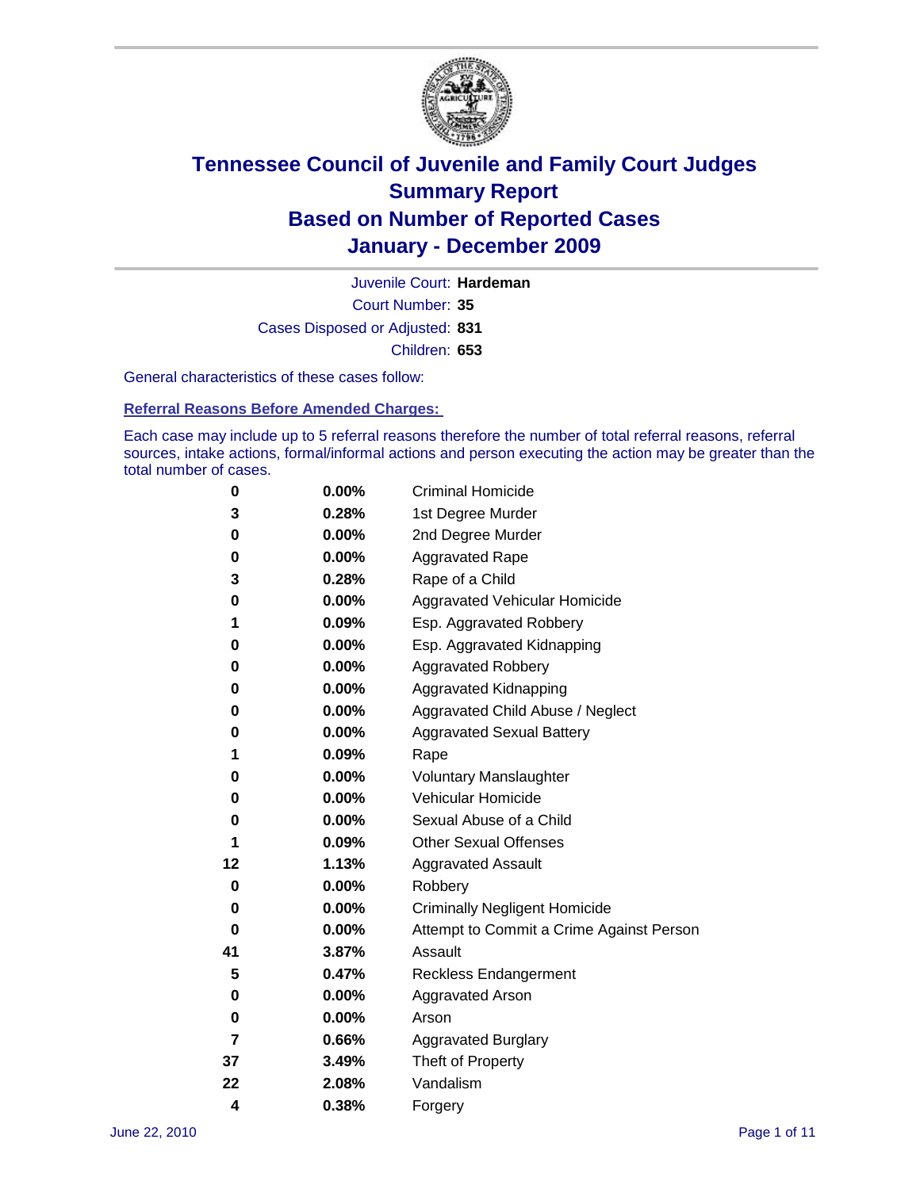# Tennessee Council of Juvenile and Family Court Judges
## Summary Report
## Based on Number of Reported Cases
## January - December 2009

Juvenile Court: **Hardeman**

Court Number: **35**

Cases Disposed or Adjusted: **831**

Children: **653**

General characteristics of these cases follow:

### Referral Reasons Before Amended Charges:

Each case may include up to 5 referral reasons therefore the number of total referral reasons, referral sources, intake actions, formal/informal actions and person executing the action may be greater than the total number of cases.

| | | |
|---|---|---|
| 0 | 0.00% | Criminal Homicide |
| 3 | 0.28% | 1st Degree Murder |
| 0 | 0.00% | 2nd Degree Murder |
| 0 | 0.00% | Aggravated Rape |
| 3 | 0.28% | Rape of a Child |
| 0 | 0.00% | Aggravated Vehicular Homicide |
| 1 | 0.09% | Esp. Aggravated Robbery |
| 0 | 0.00% | Esp. Aggravated Kidnapping |
| 0 | 0.00% | Aggravated Robbery |
| 0 | 0.00% | Aggravated Kidnapping |
| 0 | 0.00% | Aggravated Child Abuse / Neglect |
| 0 | 0.00% | Aggravated Sexual Battery |
| 1 | 0.09% | Rape |
| 0 | 0.00% | Voluntary Manslaughter |
| 0 | 0.00% | Vehicular Homicide |
| 0 | 0.00% | Sexual Abuse of a Child |
| 1 | 0.09% | Other Sexual Offenses |
| 12 | 1.13% | Aggravated Assault |
| 0 | 0.00% | Robbery |
| 0 | 0.00% | Criminally Negligent Homicide |
| 0 | 0.00% | Attempt to Commit a Crime Against Person |
| 41 | 3.87% | Assault |
| 5 | 0.47% | Reckless Endangerment |
| 0 | 0.00% | Aggravated Arson |
| 0 | 0.00% | Arson |
| 7 | 0.66% | Aggravated Burglary |
| 37 | 3.49% | Theft of Property |
| 22 | 2.08% | Vandalism |
| 4 | 0.38% | Forgery |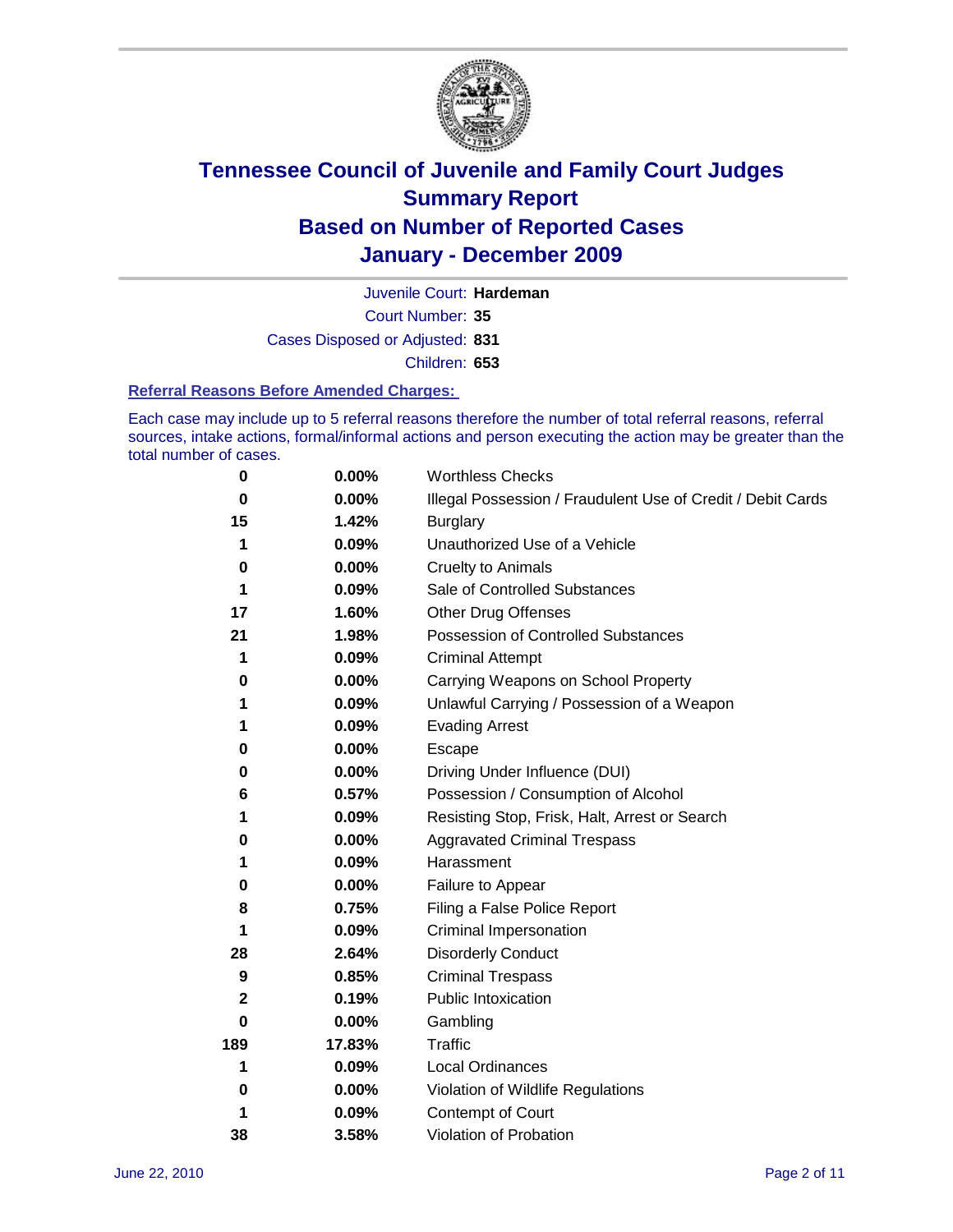# Tennessee Council of Juvenile and Family Court Judges Summary Report Based on Number of Reported Cases January - December 2009

Juvenile Court: **Hardeman**

Court Number: **35**

Cases Disposed or Adjusted: **831**

Children: **653**

### Referral Reasons Before Amended Charges:

Each case may include up to 5 referral reasons therefore the number of total referral reasons, referral sources, intake actions, formal/informal actions and person executing the action may be greater than the total number of cases.

| | | |
|---|---|---|
| 0 | 0.00% | Worthless Checks |
| 0 | 0.00% | Illegal Possession / Fraudulent Use of Credit / Debit Cards |
| 15 | 1.42% | Burglary |
| 1 | 0.09% | Unauthorized Use of a Vehicle |
| 0 | 0.00% | Cruelty to Animals |
| 1 | 0.09% | Sale of Controlled Substances |
| 17 | 1.60% | Other Drug Offenses |
| 21 | 1.98% | Possession of Controlled Substances |
| 1 | 0.09% | Criminal Attempt |
| 0 | 0.00% | Carrying Weapons on School Property |
| 1 | 0.09% | Unlawful Carrying / Possession of a Weapon |
| 1 | 0.09% | Evading Arrest |
| 0 | 0.00% | Escape |
| 0 | 0.00% | Driving Under Influence (DUI) |
| 6 | 0.57% | Possession / Consumption of Alcohol |
| 1 | 0.09% | Resisting Stop, Frisk, Halt, Arrest or Search |
| 0 | 0.00% | Aggravated Criminal Trespass |
| 1 | 0.09% | Harassment |
| 0 | 0.00% | Failure to Appear |
| 8 | 0.75% | Filing a False Police Report |
| 1 | 0.09% | Criminal Impersonation |
| 28 | 2.64% | Disorderly Conduct |
| 9 | 0.85% | Criminal Trespass |
| 2 | 0.19% | Public Intoxication |
| 0 | 0.00% | Gambling |
| 189 | 17.83% | Traffic |
| 1 | 0.09% | Local Ordinances |
| 0 | 0.00% | Violation of Wildlife Regulations |
| 1 | 0.09% | Contempt of Court |
| 38 | 3.58% | Violation of Probation |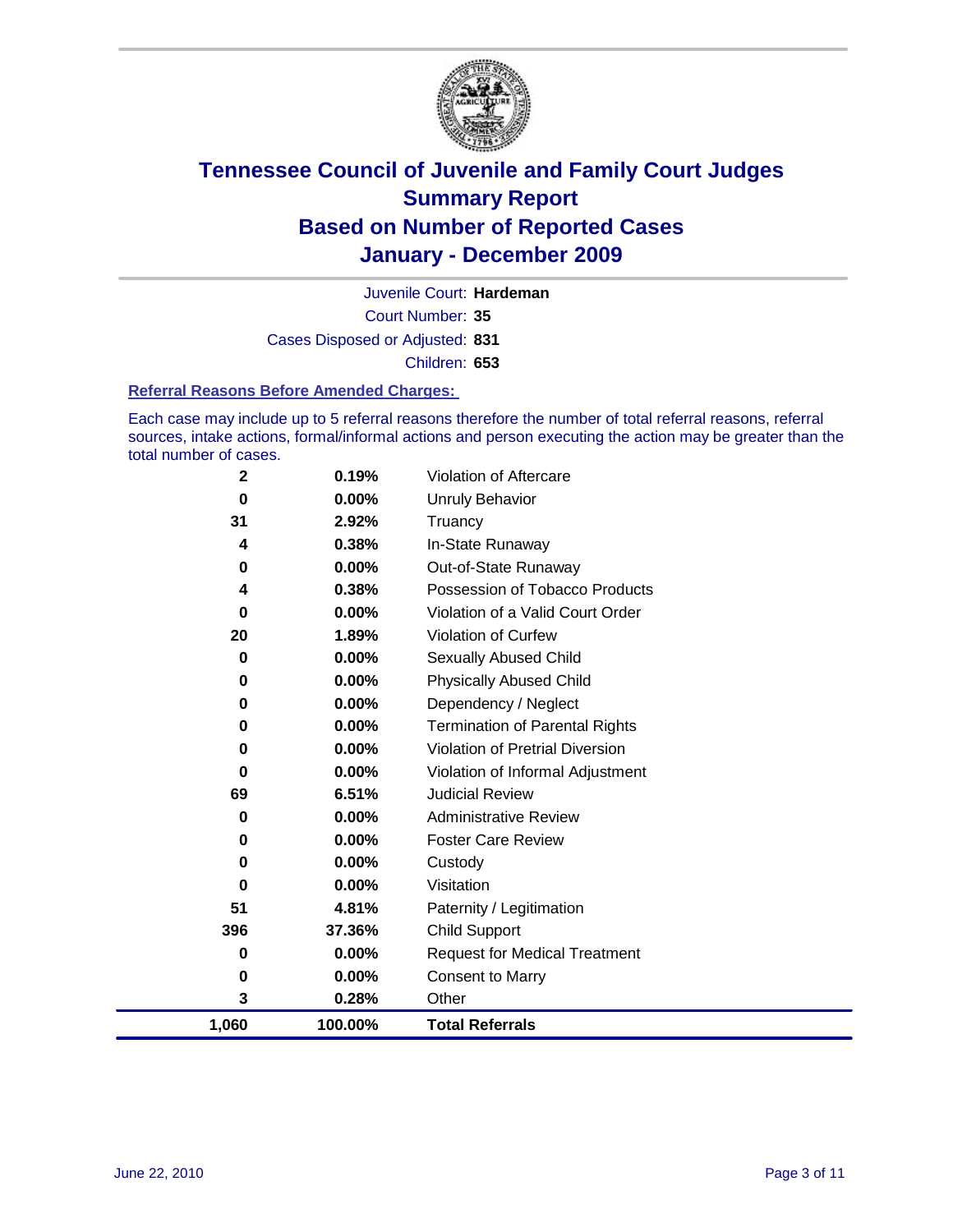# Tennessee Council of Juvenile and Family Court Judges
## Summary Report
## Based on Number of Reported Cases
## January - December 2009

Juvenile Court: **Hardeman**

Court Number: **35**

Cases Disposed or Adjusted: **831**

Children: **653**

### Referral Reasons Before Amended Charges:

Each case may include up to 5 referral reasons therefore the number of total referral reasons, referral sources, intake actions, formal/informal actions and person executing the action may be greater than the total number of cases.

| Count | Percent | Referral Reason |
|---|---|---|
| 2 | 0.19% | Violation of Aftercare |
| 0 | 0.00% | Unruly Behavior |
| 31 | 2.92% | Truancy |
| 4 | 0.38% | In-State Runaway |
| 0 | 0.00% | Out-of-State Runaway |
| 4 | 0.38% | Possession of Tobacco Products |
| 0 | 0.00% | Violation of a Valid Court Order |
| 20 | 1.89% | Violation of Curfew |
| 0 | 0.00% | Sexually Abused Child |
| 0 | 0.00% | Physically Abused Child |
| 0 | 0.00% | Dependency / Neglect |
| 0 | 0.00% | Termination of Parental Rights |
| 0 | 0.00% | Violation of Pretrial Diversion |
| 0 | 0.00% | Violation of Informal Adjustment |
| 69 | 6.51% | Judicial Review |
| 0 | 0.00% | Administrative Review |
| 0 | 0.00% | Foster Care Review |
| 0 | 0.00% | Custody |
| 0 | 0.00% | Visitation |
| 51 | 4.81% | Paternity / Legitimation |
| 396 | 37.36% | Child Support |
| 0 | 0.00% | Request for Medical Treatment |
| 0 | 0.00% | Consent to Marry |
| 3 | 0.28% | Other |
| **1,060** | **100.00%** | **Total Referrals** |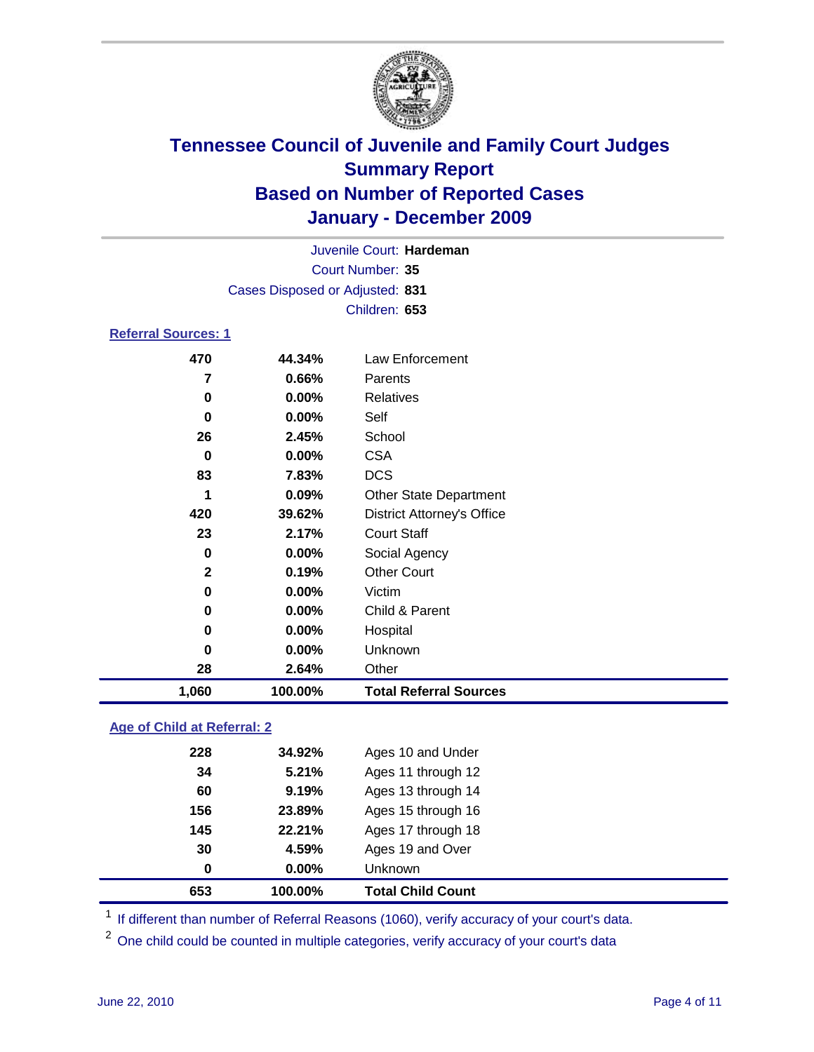# Tennessee Council of Juvenile and Family Court Judges
## Summary Report
## Based on Number of Reported Cases
## January - December 2009

Juvenile Court: **Hardeman**
Court Number: **35**
Cases Disposed or Adjusted: **831**
Children: **653**

### Referral Sources: 1

| | | |
|---|---|---|
| 470 | 44.34% | Law Enforcement |
| 7 | 0.66% | Parents |
| 0 | 0.00% | Relatives |
| 0 | 0.00% | Self |
| 26 | 2.45% | School |
| 0 | 0.00% | CSA |
| 83 | 7.83% | DCS |
| 1 | 0.09% | Other State Department |
| 420 | 39.62% | District Attorney's Office |
| 23 | 2.17% | Court Staff |
| 0 | 0.00% | Social Agency |
| 2 | 0.19% | Other Court |
| 0 | 0.00% | Victim |
| 0 | 0.00% | Child & Parent |
| 0 | 0.00% | Hospital |
| 0 | 0.00% | Unknown |
| 28 | 2.64% | Other |
| **1,060** | **100.00%** | **Total Referral Sources** |

### Age of Child at Referral: 2

| | | |
|---|---|---|
| 228 | 34.92% | Ages 10 and Under |
| 34 | 5.21% | Ages 11 through 12 |
| 60 | 9.19% | Ages 13 through 14 |
| 156 | 23.89% | Ages 15 through 16 |
| 145 | 22.21% | Ages 17 through 18 |
| 30 | 4.59% | Ages 19 and Over |
| 0 | 0.00% | Unknown |
| **653** | **100.00%** | **Total Child Count** |

[1] If different than number of Referral Reasons (1060), verify accuracy of your court's data.

[2] One child could be counted in multiple categories, verify accuracy of your court's data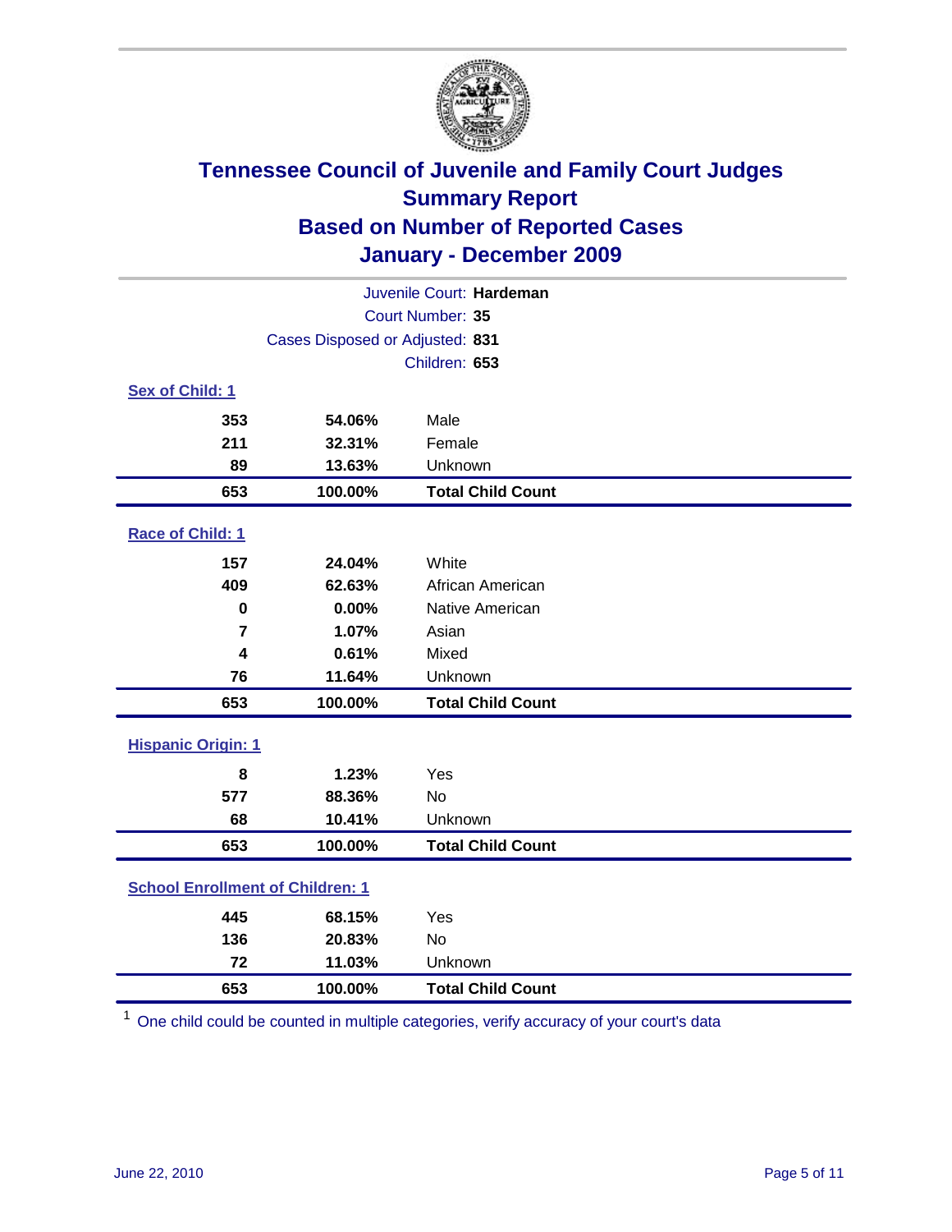# Tennessee Council of Juvenile and Family Court Judges
## Summary Report
## Based on Number of Reported Cases
## January - December 2009

Juvenile Court: **Hardeman**
Court Number: **35**
Cases Disposed or Adjusted: **831**
Children: **653**

### Sex of Child: 1

| | | |
|---|---|---|
| 353 | 54.06% | Male |
| 211 | 32.31% | Female |
| 89 | 13.63% | Unknown |
| **653** | **100.00%** | **Total Child Count** |

### Race of Child: 1

| | | |
|---|---|---|
| 157 | 24.04% | White |
| 409 | 62.63% | African American |
| 0 | 0.00% | Native American |
| 7 | 1.07% | Asian |
| 4 | 0.61% | Mixed |
| 76 | 11.64% | Unknown |
| **653** | **100.00%** | **Total Child Count** |

### Hispanic Origin: 1

| | | |
|---|---|---|
| 8 | 1.23% | Yes |
| 577 | 88.36% | No |
| 68 | 10.41% | Unknown |
| **653** | **100.00%** | **Total Child Count** |

### School Enrollment of Children: 1

| | | |
|---|---|---|
| 445 | 68.15% | Yes |
| 136 | 20.83% | No |
| 72 | 11.03% | Unknown |
| **653** | **100.00%** | **Total Child Count** |

[1] One child could be counted in multiple categories, verify accuracy of your court's data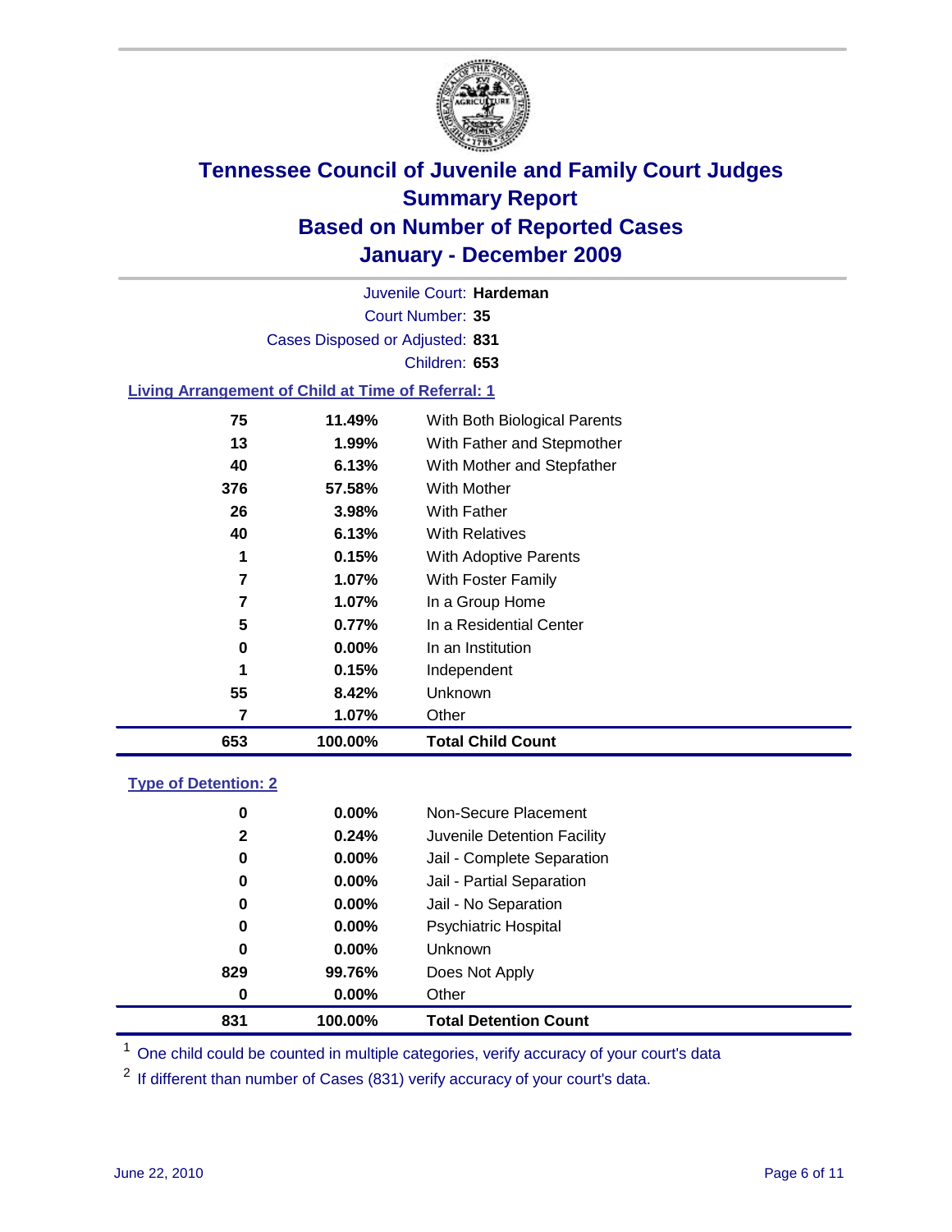# Tennessee Council of Juvenile and Family Court Judges
## Summary Report
## Based on Number of Reported Cases
## January - December 2009

Juvenile Court: **Hardeman**

Court Number: **35**

Cases Disposed or Adjusted: **831**

Children: **653**

### Living Arrangement of Child at Time of Referral: 1

| | | |
|---|---|---|
| 75 | 11.49% | With Both Biological Parents |
| 13 | 1.99% | With Father and Stepmother |
| 40 | 6.13% | With Mother and Stepfather |
| 376 | 57.58% | With Mother |
| 26 | 3.98% | With Father |
| 40 | 6.13% | With Relatives |
| 1 | 0.15% | With Adoptive Parents |
| 7 | 1.07% | With Foster Family |
| 7 | 1.07% | In a Group Home |
| 5 | 0.77% | In a Residential Center |
| 0 | 0.00% | In an Institution |
| 1 | 0.15% | Independent |
| 55 | 8.42% | Unknown |
| 7 | 1.07% | Other |
| **653** | **100.00%** | **Total Child Count** |

### Type of Detention: 2

| | | |
|---|---|---|
| 0 | 0.00% | Non-Secure Placement |
| 2 | 0.24% | Juvenile Detention Facility |
| 0 | 0.00% | Jail - Complete Separation |
| 0 | 0.00% | Jail - Partial Separation |
| 0 | 0.00% | Jail - No Separation |
| 0 | 0.00% | Psychiatric Hospital |
| 0 | 0.00% | Unknown |
| 829 | 99.76% | Does Not Apply |
| 0 | 0.00% | Other |
| **831** | **100.00%** | **Total Detention Count** |

[1] One child could be counted in multiple categories, verify accuracy of your court's data

[2] If different than number of Cases (831) verify accuracy of your court's data.

June 22, 2010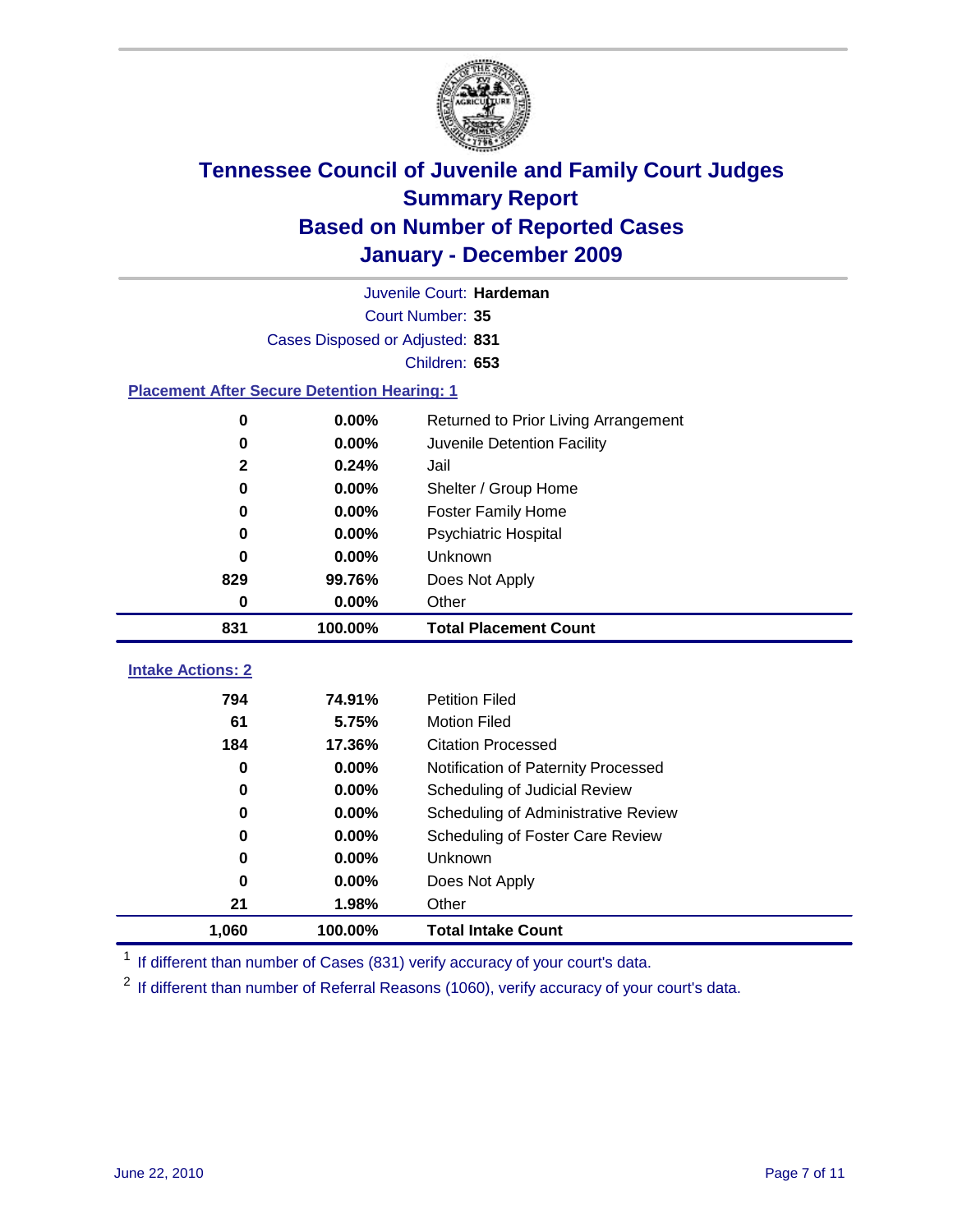# Tennessee Council of Juvenile and Family Court Judges
## Summary Report
## Based on Number of Reported Cases
## January - December 2009

Juvenile Court: **Hardeman**
Court Number: **35**
Cases Disposed or Adjusted: **831**
Children: **653**

### Placement After Secure Detention Hearing: 1

| | | |
|---|---|---|
| 0 | 0.00% | Returned to Prior Living Arrangement |
| 0 | 0.00% | Juvenile Detention Facility |
| 2 | 0.24% | Jail |
| 0 | 0.00% | Shelter / Group Home |
| 0 | 0.00% | Foster Family Home |
| 0 | 0.00% | Psychiatric Hospital |
| 0 | 0.00% | Unknown |
| 829 | 99.76% | Does Not Apply |
| 0 | 0.00% | Other |
| **831** | **100.00%** | **Total Placement Count** |

### Intake Actions: 2

| | | |
|---|---|---|
| 794 | 74.91% | Petition Filed |
| 61 | 5.75% | Motion Filed |
| 184 | 17.36% | Citation Processed |
| 0 | 0.00% | Notification of Paternity Processed |
| 0 | 0.00% | Scheduling of Judicial Review |
| 0 | 0.00% | Scheduling of Administrative Review |
| 0 | 0.00% | Scheduling of Foster Care Review |
| 0 | 0.00% | Unknown |
| 0 | 0.00% | Does Not Apply |
| 21 | 1.98% | Other |
| **1,060** | **100.00%** | **Total Intake Count** |

[1] If different than number of Cases (831) verify accuracy of your court's data.

[2] If different than number of Referral Reasons (1060), verify accuracy of your court's data.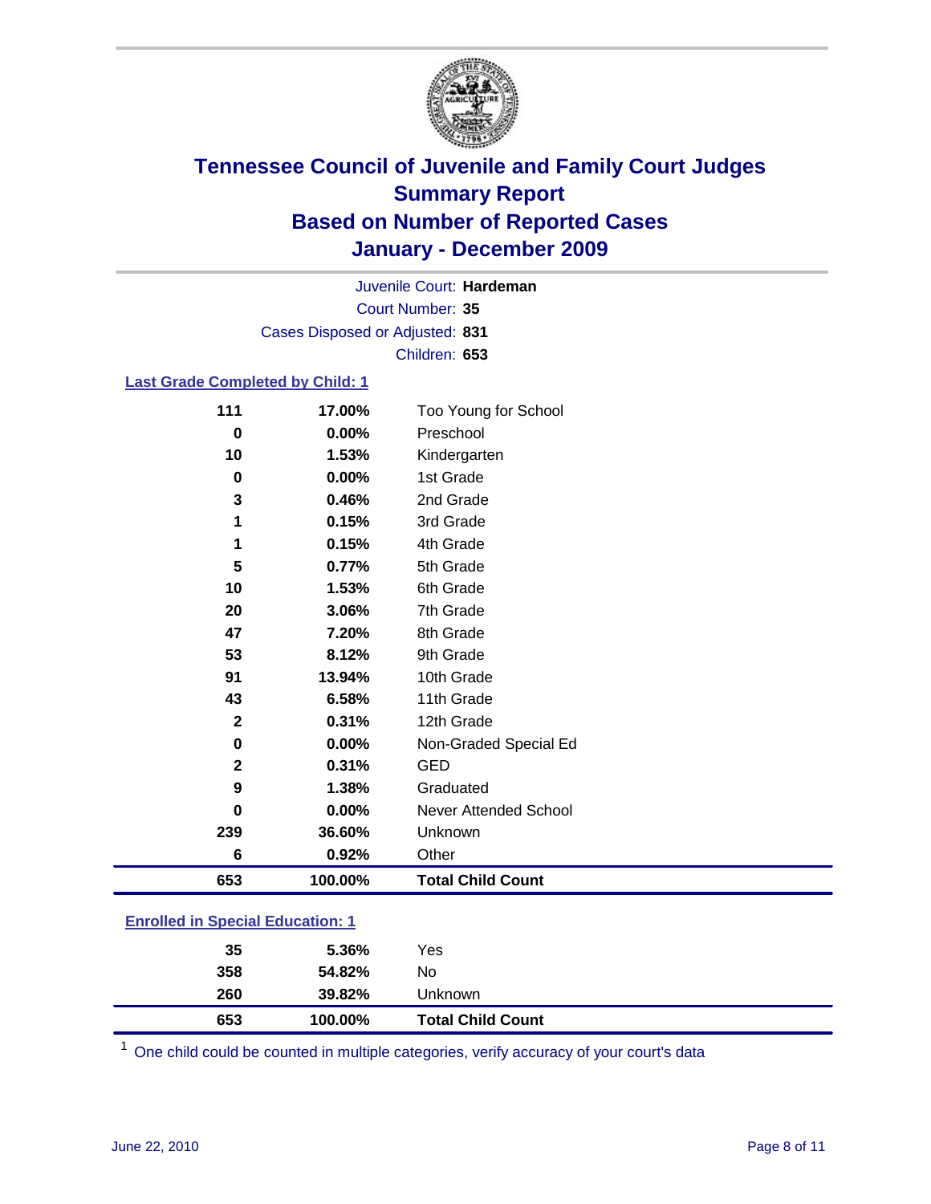# Tennessee Council of Juvenile and Family Court Judges
## Summary Report
## Based on Number of Reported Cases
## January - December 2009

Juvenile Court: **Hardeman**

Court Number: **35**

Cases Disposed or Adjusted: **831**

Children: **653**

### Last Grade Completed by Child: 1

| Count | Percent | Category |
|---|---|---|
| 111 | 17.00% | Too Young for School |
| 0 | 0.00% | Preschool |
| 10 | 1.53% | Kindergarten |
| 0 | 0.00% | 1st Grade |
| 3 | 0.46% | 2nd Grade |
| 1 | 0.15% | 3rd Grade |
| 1 | 0.15% | 4th Grade |
| 5 | 0.77% | 5th Grade |
| 10 | 1.53% | 6th Grade |
| 20 | 3.06% | 7th Grade |
| 47 | 7.20% | 8th Grade |
| 53 | 8.12% | 9th Grade |
| 91 | 13.94% | 10th Grade |
| 43 | 6.58% | 11th Grade |
| 2 | 0.31% | 12th Grade |
| 0 | 0.00% | Non-Graded Special Ed |
| 2 | 0.31% | GED |
| 9 | 1.38% | Graduated |
| 0 | 0.00% | Never Attended School |
| 239 | 36.60% | Unknown |
| 6 | 0.92% | Other |
| **653** | **100.00%** | **Total Child Count** |

### Enrolled in Special Education: 1

| Count | Percent | Category |
|---|---|---|
| 35 | 5.36% | Yes |
| 358 | 54.82% | No |
| 260 | 39.82% | Unknown |
| **653** | **100.00%** | **Total Child Count** |

[1] One child could be counted in multiple categories, verify accuracy of your court's data

June 22, 2010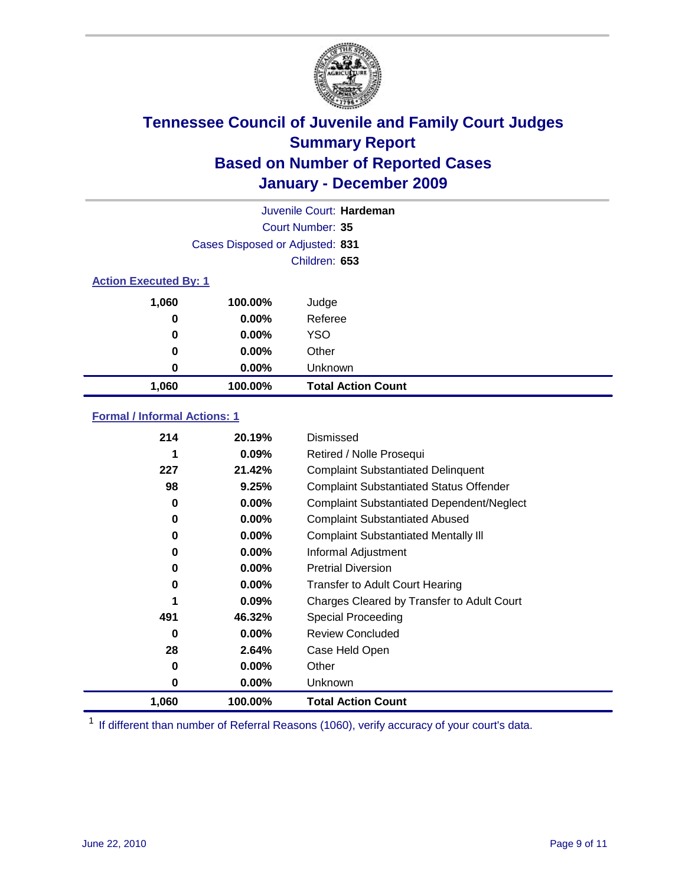# Tennessee Council of Juvenile and Family Court Judges
## Summary Report
## Based on Number of Reported Cases
## January - December 2009

Juvenile Court: **Hardeman**

Court Number: **35**

Cases Disposed or Adjusted: **831**

Children: **653**

### Action Executed By: 1

| | | |
|---|---|---|
| 1,060 | 100.00% | Judge |
| 0 | 0.00% | Referee |
| 0 | 0.00% | YSO |
| 0 | 0.00% | Other |
| 0 | 0.00% | Unknown |
| **1,060** | **100.00%** | **Total Action Count** |

### Formal / Informal Actions: 1

| | | |
|---|---|---|
| 214 | 20.19% | Dismissed |
| 1 | 0.09% | Retired / Nolle Prosequi |
| 227 | 21.42% | Complaint Substantiated Delinquent |
| 98 | 9.25% | Complaint Substantiated Status Offender |
| 0 | 0.00% | Complaint Substantiated Dependent/Neglect |
| 0 | 0.00% | Complaint Substantiated Abused |
| 0 | 0.00% | Complaint Substantiated Mentally Ill |
| 0 | 0.00% | Informal Adjustment |
| 0 | 0.00% | Pretrial Diversion |
| 0 | 0.00% | Transfer to Adult Court Hearing |
| 1 | 0.09% | Charges Cleared by Transfer to Adult Court |
| 491 | 46.32% | Special Proceeding |
| 0 | 0.00% | Review Concluded |
| 28 | 2.64% | Case Held Open |
| 0 | 0.00% | Other |
| 0 | 0.00% | Unknown |
| **1,060** | **100.00%** | **Total Action Count** |

[1] If different than number of Referral Reasons (1060), verify accuracy of your court's data.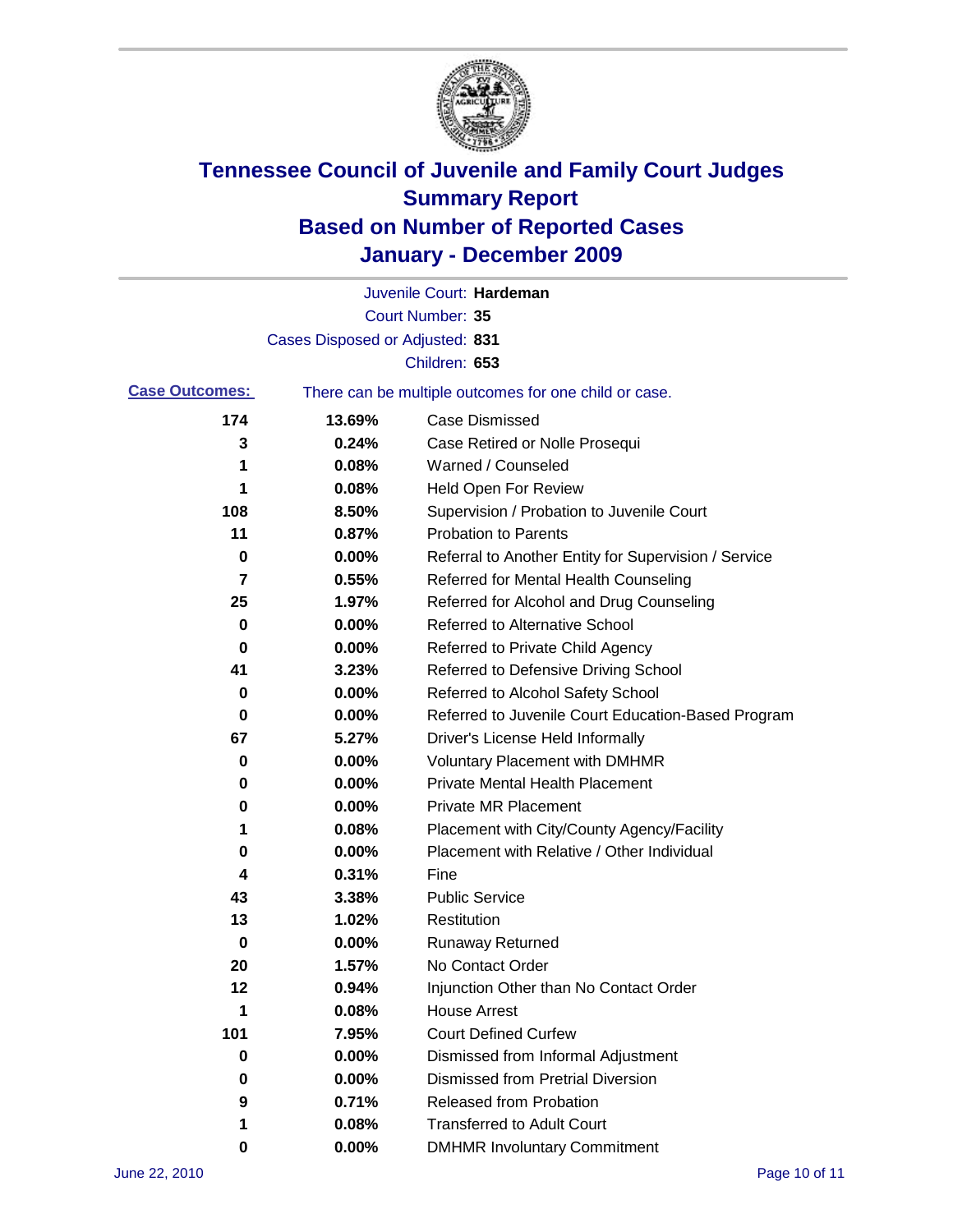# Tennessee Council of Juvenile and Family Court Judges
## Summary Report
## Based on Number of Reported Cases
## January - December 2009

Juvenile Court: **Hardeman**
Court Number: **35**
Cases Disposed or Adjusted: **831**
Children: **653**

**Case Outcomes:** There can be multiple outcomes for one child or case.

| | | |
|---|---|---|
| **174** | **13.69%** | Case Dismissed |
| **3** | **0.24%** | Case Retired or Nolle Prosequi |
| **1** | **0.08%** | Warned / Counseled |
| **1** | **0.08%** | Held Open For Review |
| **108** | **8.50%** | Supervision / Probation to Juvenile Court |
| **11** | **0.87%** | Probation to Parents |
| **0** | **0.00%** | Referral to Another Entity for Supervision / Service |
| **7** | **0.55%** | Referred for Mental Health Counseling |
| **25** | **1.97%** | Referred for Alcohol and Drug Counseling |
| **0** | **0.00%** | Referred to Alternative School |
| **0** | **0.00%** | Referred to Private Child Agency |
| **41** | **3.23%** | Referred to Defensive Driving School |
| **0** | **0.00%** | Referred to Alcohol Safety School |
| **0** | **0.00%** | Referred to Juvenile Court Education-Based Program |
| **67** | **5.27%** | Driver's License Held Informally |
| **0** | **0.00%** | Voluntary Placement with DMHMR |
| **0** | **0.00%** | Private Mental Health Placement |
| **0** | **0.00%** | Private MR Placement |
| **1** | **0.08%** | Placement with City/County Agency/Facility |
| **0** | **0.00%** | Placement with Relative / Other Individual |
| **4** | **0.31%** | Fine |
| **43** | **3.38%** | Public Service |
| **13** | **1.02%** | Restitution |
| **0** | **0.00%** | Runaway Returned |
| **20** | **1.57%** | No Contact Order |
| **12** | **0.94%** | Injunction Other than No Contact Order |
| **1** | **0.08%** | House Arrest |
| **101** | **7.95%** | Court Defined Curfew |
| **0** | **0.00%** | Dismissed from Informal Adjustment |
| **0** | **0.00%** | Dismissed from Pretrial Diversion |
| **9** | **0.71%** | Released from Probation |
| **1** | **0.08%** | Transferred to Adult Court |
| **0** | **0.00%** | DMHMR Involuntary Commitment |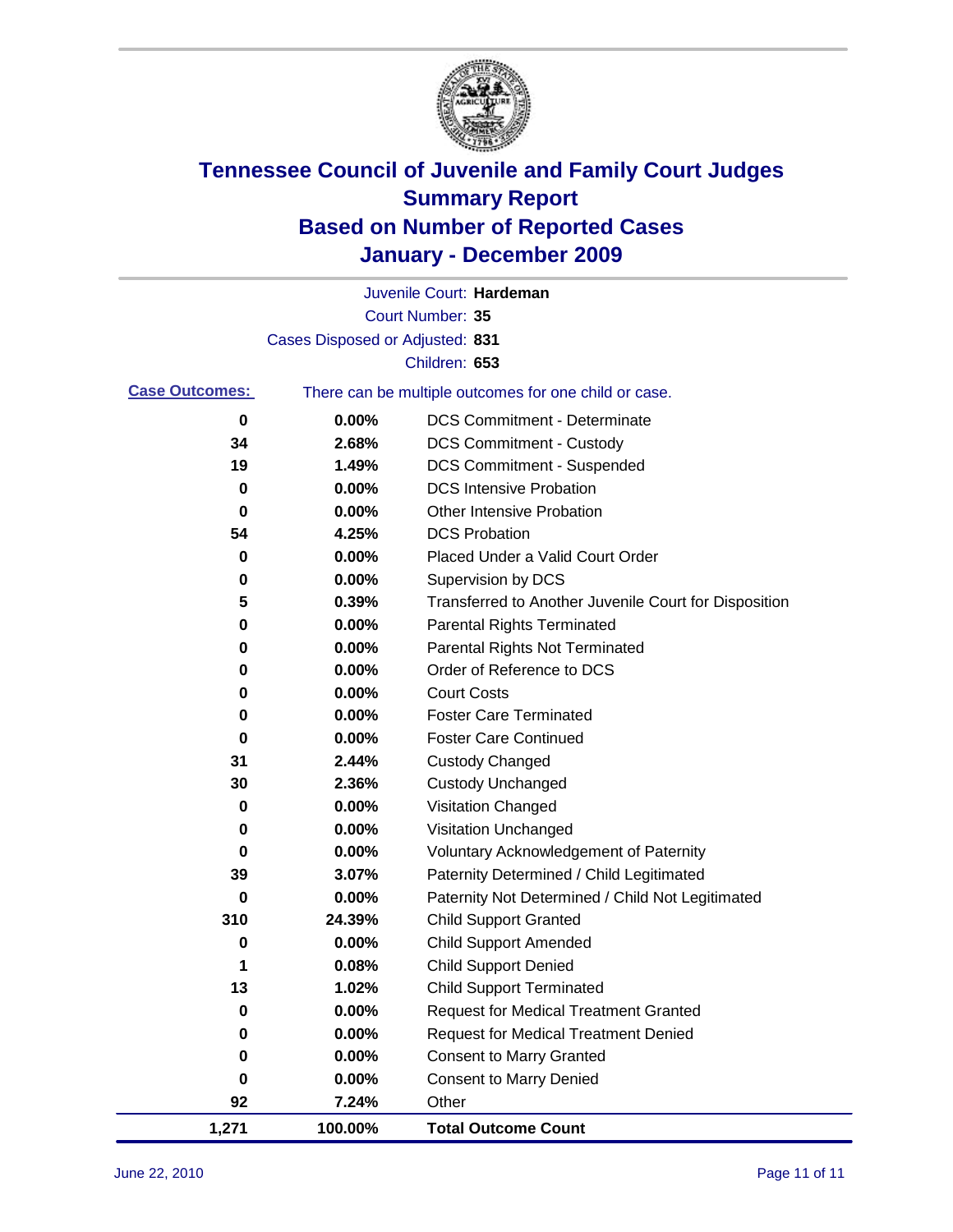# Tennessee Council of Juvenile and Family Court Judges
## Summary Report
## Based on Number of Reported Cases
## January - December 2009

Juvenile Court: **Hardeman**

Court Number: **35**

Cases Disposed or Adjusted: **831**

Children: **653**

| Case Outcomes: | There can be multiple outcomes for one child or case. | |
|---|---|---|
| **0** | **0.00%** | DCS Commitment - Determinate |
| **34** | **2.68%** | DCS Commitment - Custody |
| **19** | **1.49%** | DCS Commitment - Suspended |
| **0** | **0.00%** | DCS Intensive Probation |
| **0** | **0.00%** | Other Intensive Probation |
| **54** | **4.25%** | DCS Probation |
| **0** | **0.00%** | Placed Under a Valid Court Order |
| **0** | **0.00%** | Supervision by DCS |
| **5** | **0.39%** | Transferred to Another Juvenile Court for Disposition |
| **0** | **0.00%** | Parental Rights Terminated |
| **0** | **0.00%** | Parental Rights Not Terminated |
| **0** | **0.00%** | Order of Reference to DCS |
| **0** | **0.00%** | Court Costs |
| **0** | **0.00%** | Foster Care Terminated |
| **0** | **0.00%** | Foster Care Continued |
| **31** | **2.44%** | Custody Changed |
| **30** | **2.36%** | Custody Unchanged |
| **0** | **0.00%** | Visitation Changed |
| **0** | **0.00%** | Visitation Unchanged |
| **0** | **0.00%** | Voluntary Acknowledgement of Paternity |
| **39** | **3.07%** | Paternity Determined / Child Legitimated |
| **0** | **0.00%** | Paternity Not Determined / Child Not Legitimated |
| **310** | **24.39%** | Child Support Granted |
| **0** | **0.00%** | Child Support Amended |
| **1** | **0.08%** | Child Support Denied |
| **13** | **1.02%** | Child Support Terminated |
| **0** | **0.00%** | Request for Medical Treatment Granted |
| **0** | **0.00%** | Request for Medical Treatment Denied |
| **0** | **0.00%** | Consent to Marry Granted |
| **0** | **0.00%** | Consent to Marry Denied |
| **92** | **7.24%** | Other |
| **1,271** | **100.00%** | **Total Outcome Count** |

June 22, 2010